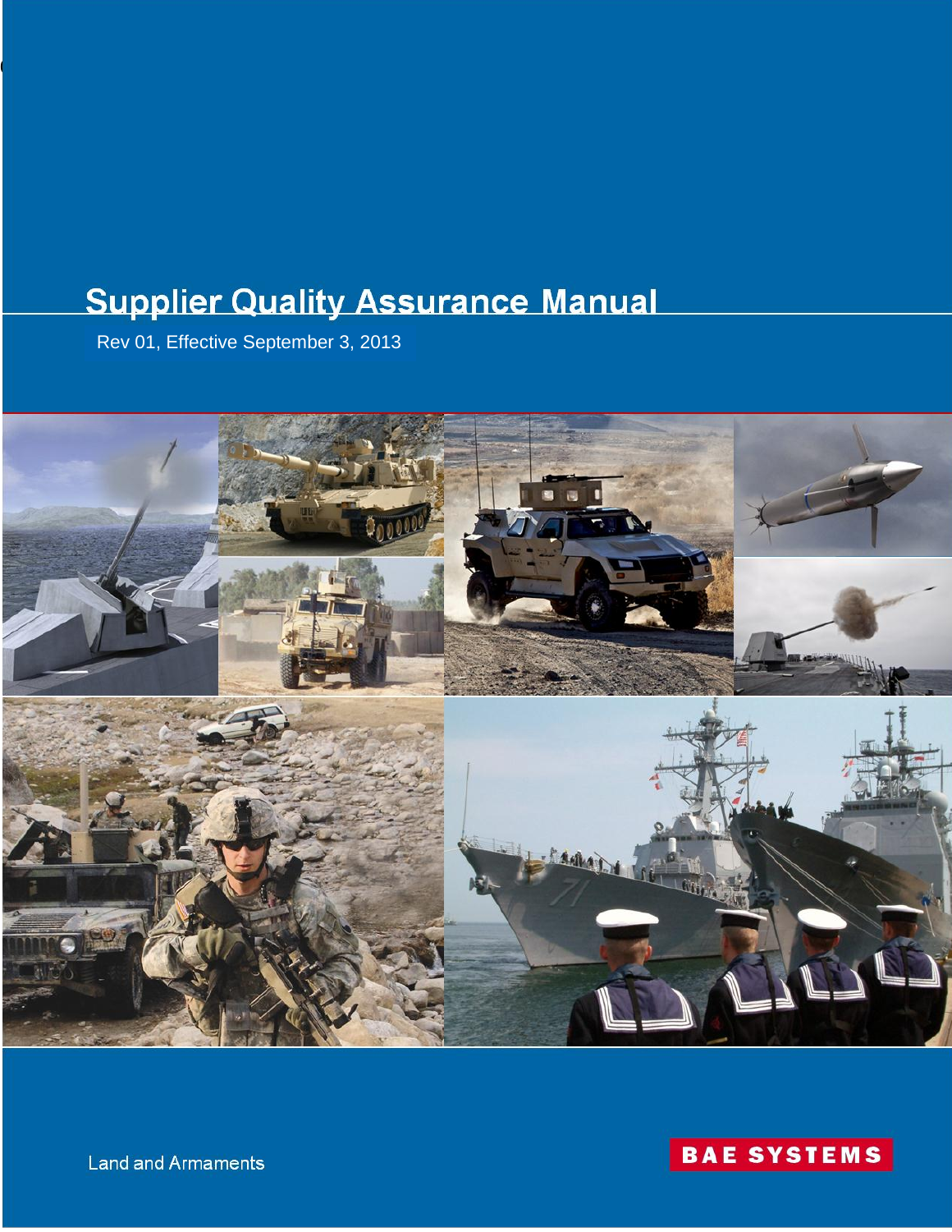# Supplier Quality Assurance Manual

Rev 01, Effective September 3, 2013

Land and Armaments

BAE SYSTEMS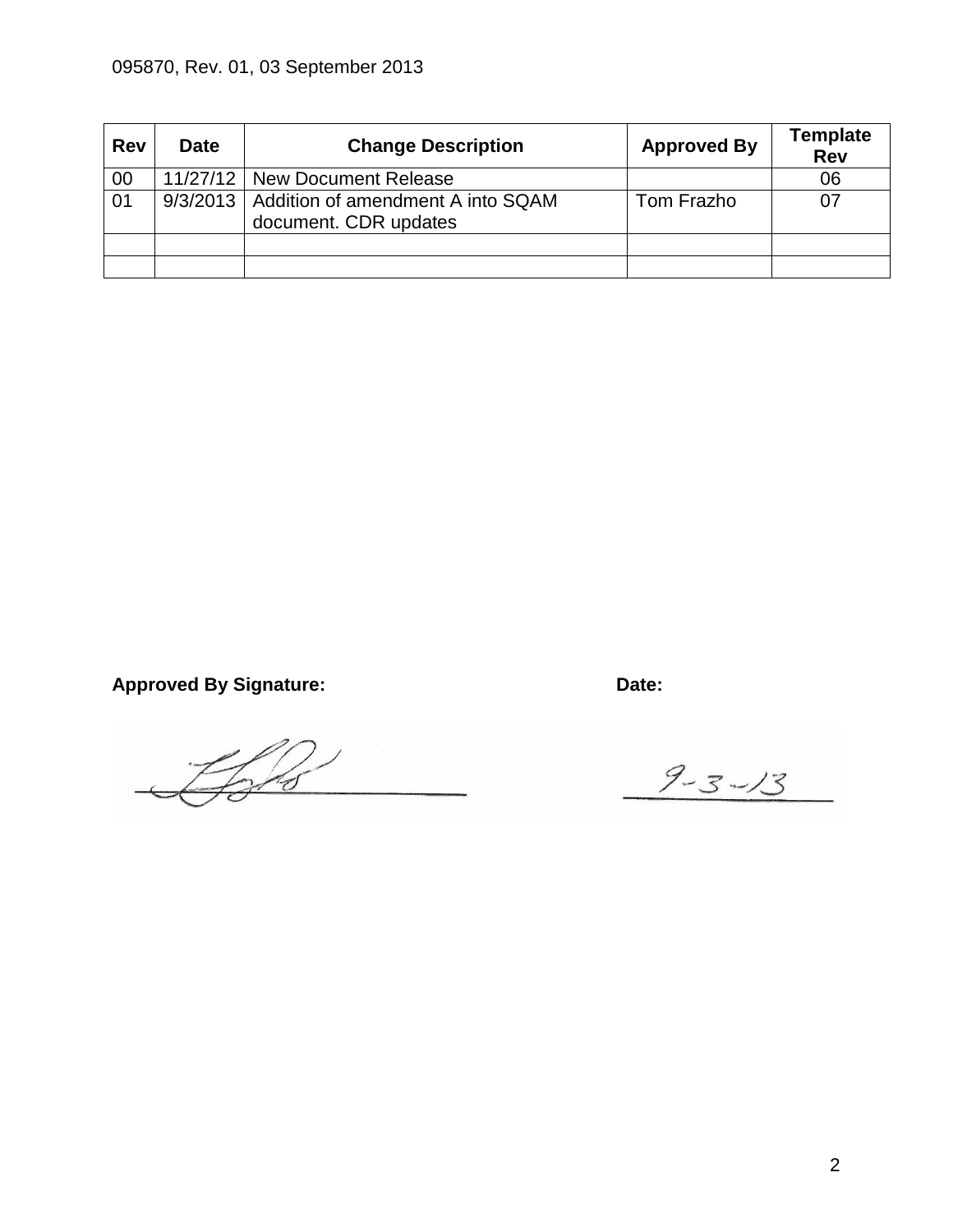095870, Rev. 01, 03 September 2013

| Rev | Date | Change Description | Approved By | Template Rev |
|---|---|---|---|---|
| 00 | 11/27/12 | New Document Release | | 06 |
| 01 | 9/3/2013 | Addition of amendment A into SQAM document. CDR updates | Tom Frazho | 07 |
| | | | | |
| | | | | |

**Approved By Signature:** **Date:**

9-3-13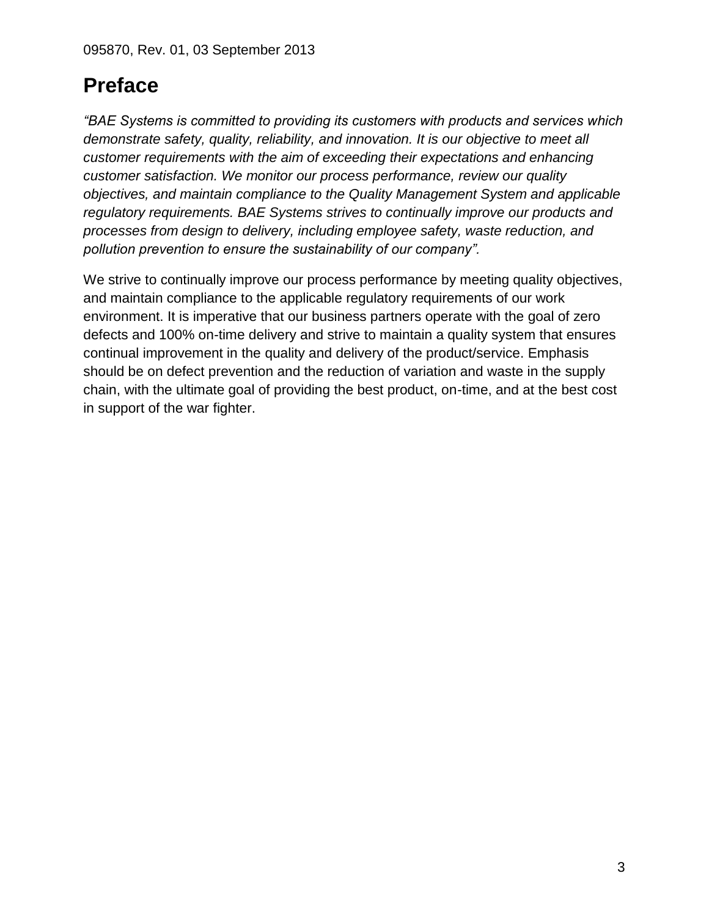# Preface

*"BAE Systems is committed to providing its customers with products and services which demonstrate safety, quality, reliability, and innovation. It is our objective to meet all customer requirements with the aim of exceeding their expectations and enhancing customer satisfaction. We monitor our process performance, review our quality objectives, and maintain compliance to the Quality Management System and applicable regulatory requirements. BAE Systems strives to continually improve our products and processes from design to delivery, including employee safety, waste reduction, and pollution prevention to ensure the sustainability of our company".*

We strive to continually improve our process performance by meeting quality objectives, and maintain compliance to the applicable regulatory requirements of our work environment. It is imperative that our business partners operate with the goal of zero defects and 100% on-time delivery and strive to maintain a quality system that ensures continual improvement in the quality and delivery of the product/service. Emphasis should be on defect prevention and the reduction of variation and waste in the supply chain, with the ultimate goal of providing the best product, on-time, and at the best cost in support of the war fighter.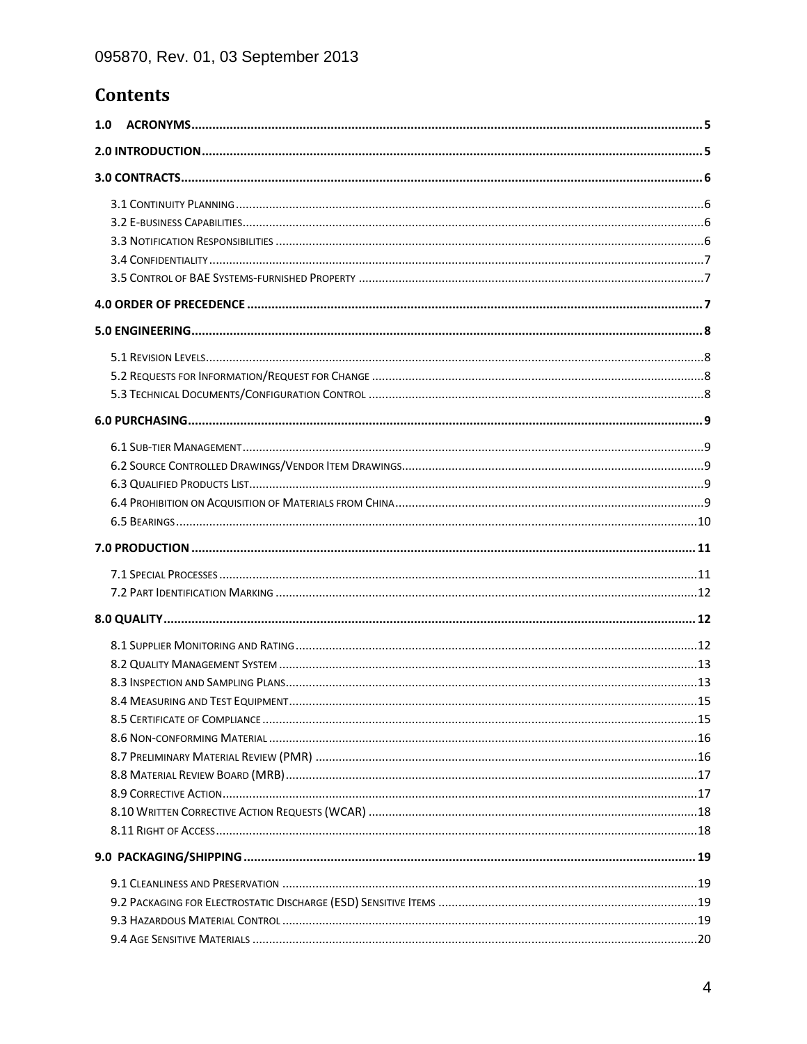# Contents

1.0 ACRONYMS ..... 5

2.0 INTRODUCTION ..... 5

3.0 CONTRACTS ..... 6

- 3.1 Continuity Planning ..... 6
- 3.2 E-business Capabilities ..... 6
- 3.3 Notification Responsibilities ..... 6
- 3.4 Confidentiality ..... 7
- 3.5 Control of BAE Systems-furnished Property ..... 7

4.0 ORDER OF PRECEDENCE ..... 7

5.0 ENGINEERING ..... 8

- 5.1 Revision Levels ..... 8
- 5.2 Requests for Information/Request for Change ..... 8
- 5.3 Technical Documents/Configuration Control ..... 8

6.0 PURCHASING ..... 9

- 6.1 Sub-tier Management ..... 9
- 6.2 Source Controlled Drawings/Vendor Item Drawings ..... 9
- 6.3 Qualified Products List ..... 9
- 6.4 Prohibition on Acquisition of Materials from China ..... 9
- 6.5 Bearings ..... 10

7.0 PRODUCTION ..... 11

- 7.1 Special Processes ..... 11
- 7.2 Part Identification Marking ..... 12

8.0 QUALITY ..... 12

- 8.1 Supplier Monitoring and Rating ..... 12
- 8.2 Quality Management System ..... 13
- 8.3 Inspection and Sampling Plans ..... 13
- 8.4 Measuring and Test Equipment ..... 15
- 8.5 Certificate of Compliance ..... 15
- 8.6 Non-conforming Material ..... 16
- 8.7 Preliminary Material Review (PMR) ..... 16
- 8.8 Material Review Board (MRB) ..... 17
- 8.9 Corrective Action ..... 17
- 8.10 Written Corrective Action Requests (WCAR) ..... 18
- 8.11 Right of Access ..... 18

9.0 PACKAGING/SHIPPING ..... 19

- 9.1 Cleanliness and Preservation ..... 19
- 9.2 Packaging for Electrostatic Discharge (ESD) Sensitive Items ..... 19
- 9.3 Hazardous Material Control ..... 19
- 9.4 Age Sensitive Materials ..... 20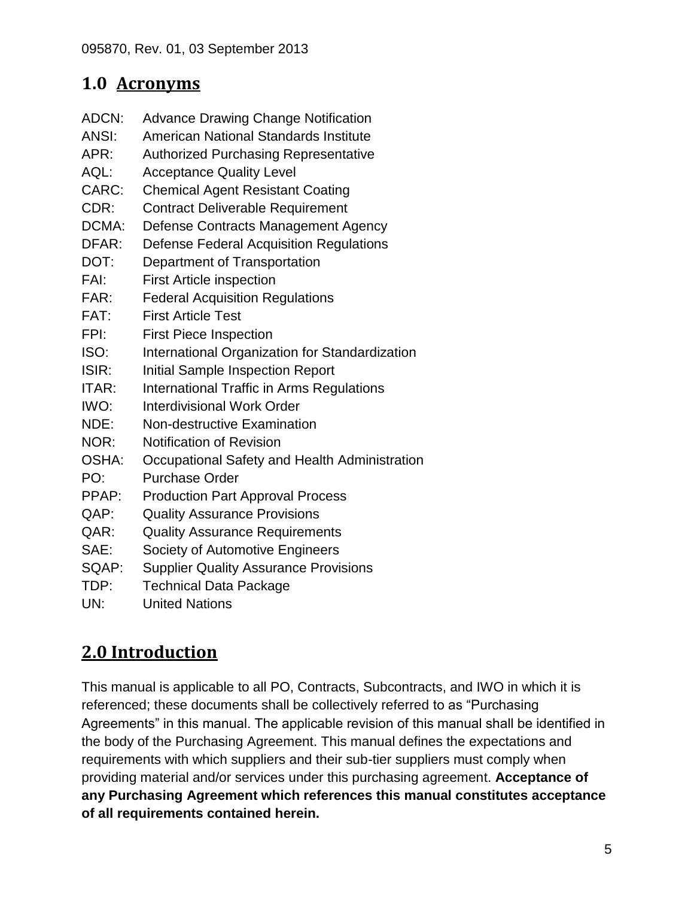## 1.0 Acronyms

ADCN: Advance Drawing Change Notification
ANSI: American National Standards Institute
APR: Authorized Purchasing Representative
AQL: Acceptance Quality Level
CARC: Chemical Agent Resistant Coating
CDR: Contract Deliverable Requirement
DCMA: Defense Contracts Management Agency
DFAR: Defense Federal Acquisition Regulations
DOT: Department of Transportation
FAI: First Article inspection
FAR: Federal Acquisition Regulations
FAT: First Article Test
FPI: First Piece Inspection
ISO: International Organization for Standardization
ISIR: Initial Sample Inspection Report
ITAR: International Traffic in Arms Regulations
IWO: Interdivisional Work Order
NDE: Non-destructive Examination
NOR: Notification of Revision
OSHA: Occupational Safety and Health Administration
PO: Purchase Order
PPAP: Production Part Approval Process
QAP: Quality Assurance Provisions
QAR: Quality Assurance Requirements
SAE: Society of Automotive Engineers
SQAP: Supplier Quality Assurance Provisions
TDP: Technical Data Package
UN: United Nations

## 2.0 Introduction

This manual is applicable to all PO, Contracts, Subcontracts, and IWO in which it is referenced; these documents shall be collectively referred to as "Purchasing Agreements" in this manual. The applicable revision of this manual shall be identified in the body of the Purchasing Agreement. This manual defines the expectations and requirements with which suppliers and their sub-tier suppliers must comply when providing material and/or services under this purchasing agreement. **Acceptance of any Purchasing Agreement which references this manual constitutes acceptance of all requirements contained herein.**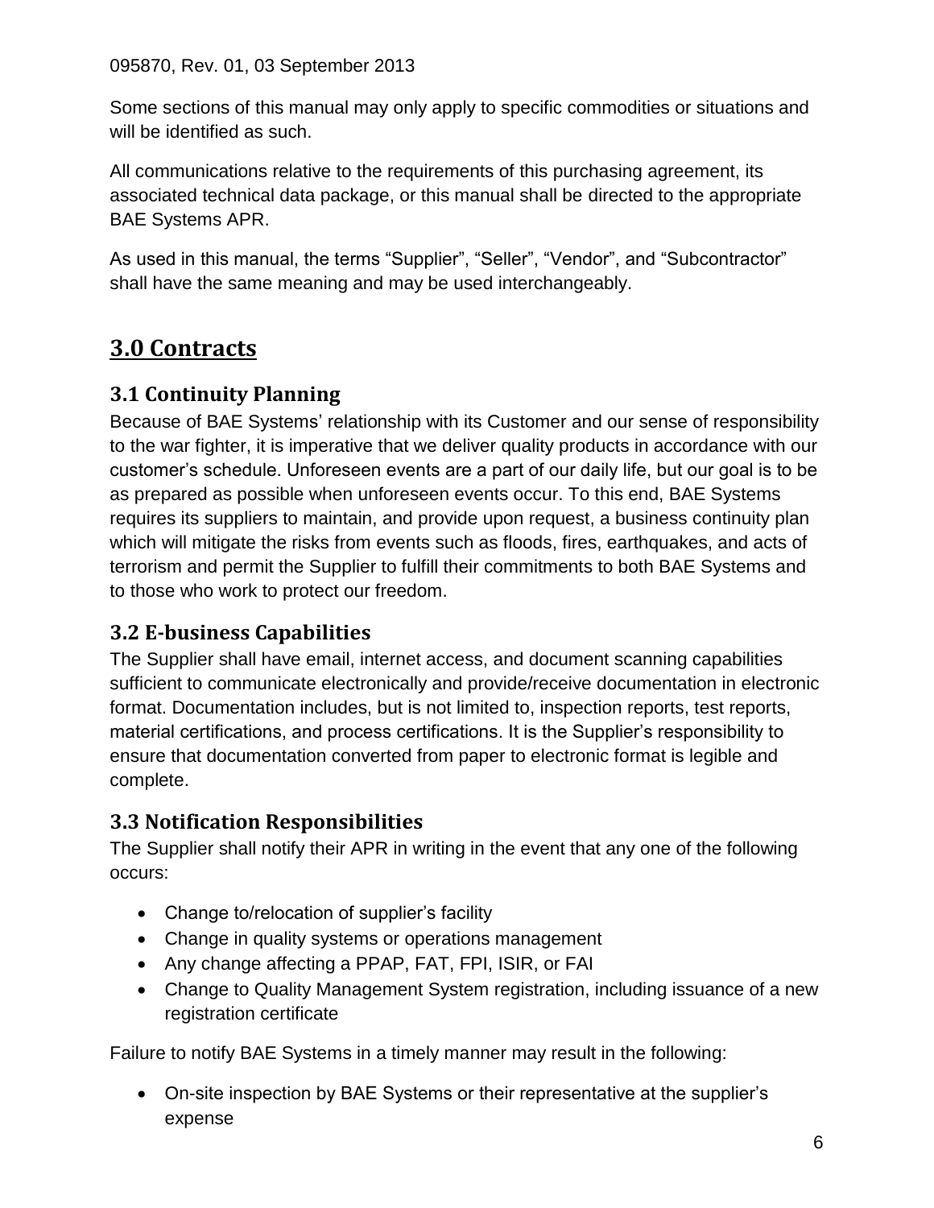Some sections of this manual may only apply to specific commodities or situations and will be identified as such.

All communications relative to the requirements of this purchasing agreement, its associated technical data package, or this manual shall be directed to the appropriate BAE Systems APR.

As used in this manual, the terms “Supplier”, “Seller”, “Vendor”, and “Subcontractor” shall have the same meaning and may be used interchangeably.

# 3.0 Contracts

## 3.1 Continuity Planning

Because of BAE Systems’ relationship with its Customer and our sense of responsibility to the war fighter, it is imperative that we deliver quality products in accordance with our customer’s schedule. Unforeseen events are a part of our daily life, but our goal is to be as prepared as possible when unforeseen events occur. To this end, BAE Systems requires its suppliers to maintain, and provide upon request, a business continuity plan which will mitigate the risks from events such as floods, fires, earthquakes, and acts of terrorism and permit the Supplier to fulfill their commitments to both BAE Systems and to those who work to protect our freedom.

## 3.2 E-business Capabilities

The Supplier shall have email, internet access, and document scanning capabilities sufficient to communicate electronically and provide/receive documentation in electronic format. Documentation includes, but is not limited to, inspection reports, test reports, material certifications, and process certifications. It is the Supplier’s responsibility to ensure that documentation converted from paper to electronic format is legible and complete.

## 3.3 Notification Responsibilities

The Supplier shall notify their APR in writing in the event that any one of the following occurs:

- Change to/relocation of supplier’s facility
- Change in quality systems or operations management
- Any change affecting a PPAP, FAT, FPI, ISIR, or FAI
- Change to Quality Management System registration, including issuance of a new registration certificate

Failure to notify BAE Systems in a timely manner may result in the following:

- On-site inspection by BAE Systems or their representative at the supplier’s expense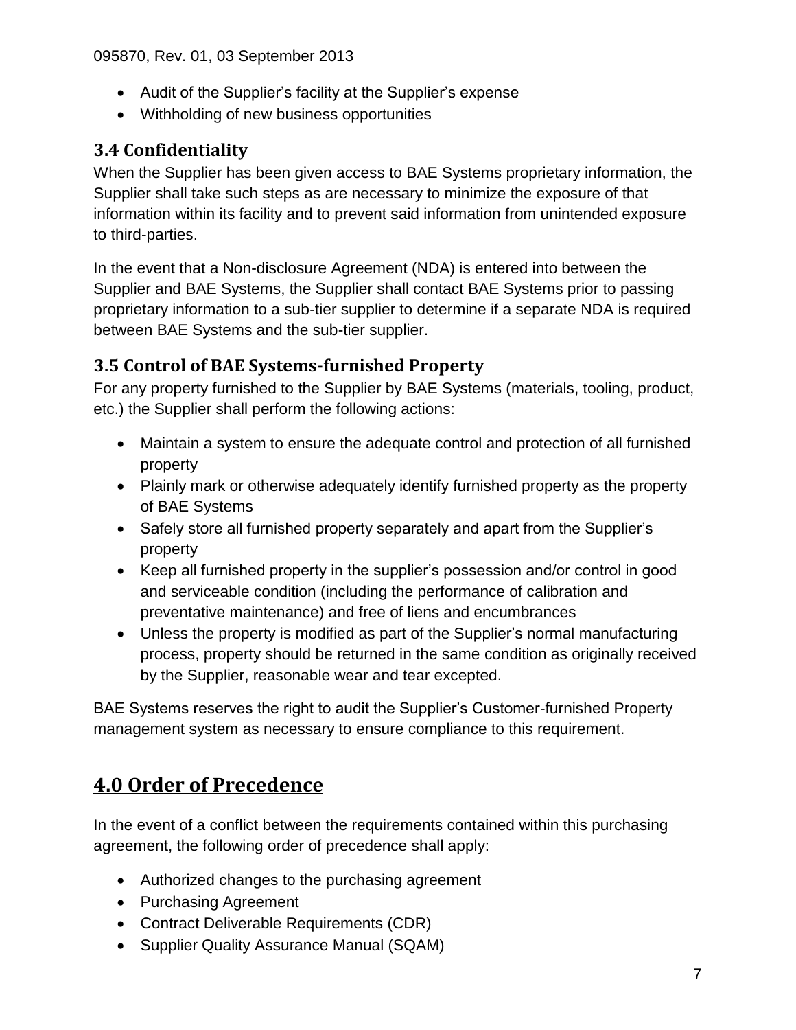- Audit of the Supplier's facility at the Supplier's expense
- Withholding of new business opportunities

### 3.4 Confidentiality

When the Supplier has been given access to BAE Systems proprietary information, the Supplier shall take such steps as are necessary to minimize the exposure of that information within its facility and to prevent said information from unintended exposure to third-parties.

In the event that a Non-disclosure Agreement (NDA) is entered into between the Supplier and BAE Systems, the Supplier shall contact BAE Systems prior to passing proprietary information to a sub-tier supplier to determine if a separate NDA is required between BAE Systems and the sub-tier supplier.

### 3.5 Control of BAE Systems-furnished Property

For any property furnished to the Supplier by BAE Systems (materials, tooling, product, etc.) the Supplier shall perform the following actions:

- Maintain a system to ensure the adequate control and protection of all furnished property
- Plainly mark or otherwise adequately identify furnished property as the property of BAE Systems
- Safely store all furnished property separately and apart from the Supplier's property
- Keep all furnished property in the supplier's possession and/or control in good and serviceable condition (including the performance of calibration and preventative maintenance) and free of liens and encumbrances
- Unless the property is modified as part of the Supplier's normal manufacturing process, property should be returned in the same condition as originally received by the Supplier, reasonable wear and tear excepted.

BAE Systems reserves the right to audit the Supplier's Customer-furnished Property management system as necessary to ensure compliance to this requirement.

## 4.0 Order of Precedence

In the event of a conflict between the requirements contained within this purchasing agreement, the following order of precedence shall apply:

- Authorized changes to the purchasing agreement
- Purchasing Agreement
- Contract Deliverable Requirements (CDR)
- Supplier Quality Assurance Manual (SQAM)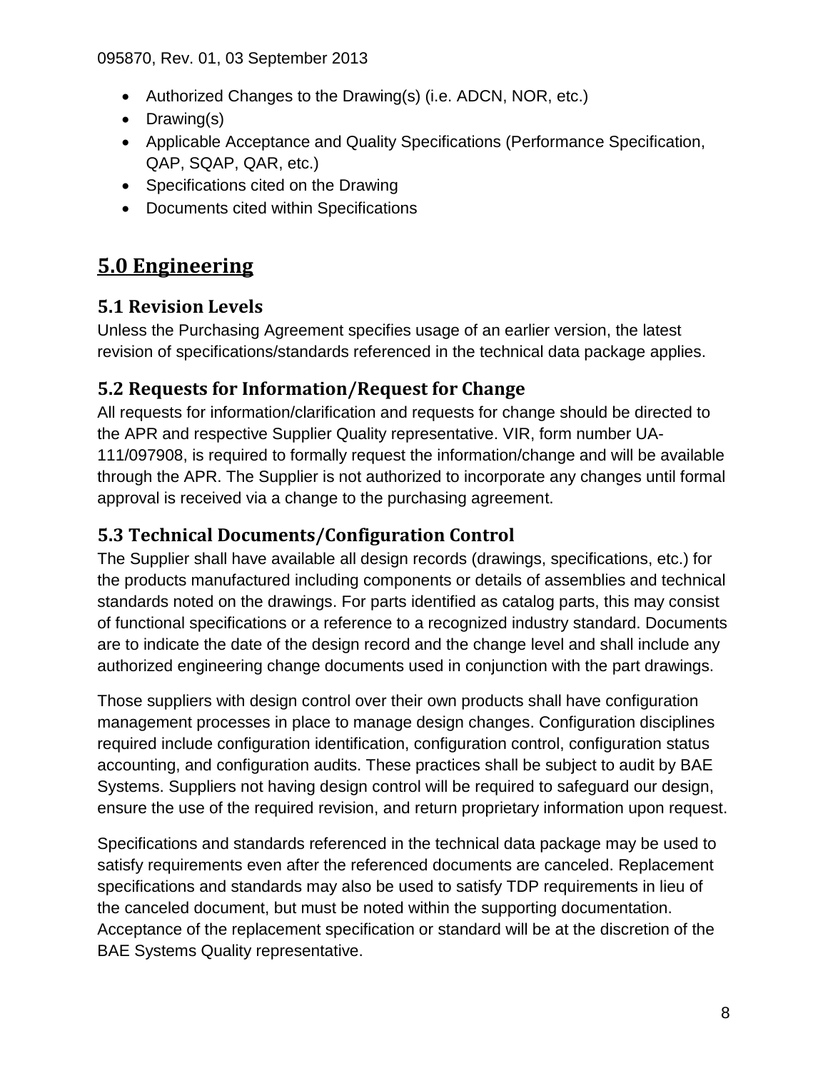- Authorized Changes to the Drawing(s) (i.e. ADCN, NOR, etc.)
- Drawing(s)
- Applicable Acceptance and Quality Specifications (Performance Specification, QAP, SQAP, QAR, etc.)
- Specifications cited on the Drawing
- Documents cited within Specifications

# 5.0 Engineering

## 5.1 Revision Levels

Unless the Purchasing Agreement specifies usage of an earlier version, the latest revision of specifications/standards referenced in the technical data package applies.

## 5.2 Requests for Information/Request for Change

All requests for information/clarification and requests for change should be directed to the APR and respective Supplier Quality representative. VIR, form number UA-111/097908, is required to formally request the information/change and will be available through the APR. The Supplier is not authorized to incorporate any changes until formal approval is received via a change to the purchasing agreement.

## 5.3 Technical Documents/Configuration Control

The Supplier shall have available all design records (drawings, specifications, etc.) for the products manufactured including components or details of assemblies and technical standards noted on the drawings. For parts identified as catalog parts, this may consist of functional specifications or a reference to a recognized industry standard. Documents are to indicate the date of the design record and the change level and shall include any authorized engineering change documents used in conjunction with the part drawings.

Those suppliers with design control over their own products shall have configuration management processes in place to manage design changes. Configuration disciplines required include configuration identification, configuration control, configuration status accounting, and configuration audits. These practices shall be subject to audit by BAE Systems. Suppliers not having design control will be required to safeguard our design, ensure the use of the required revision, and return proprietary information upon request.

Specifications and standards referenced in the technical data package may be used to satisfy requirements even after the referenced documents are canceled. Replacement specifications and standards may also be used to satisfy TDP requirements in lieu of the canceled document, but must be noted within the supporting documentation. Acceptance of the replacement specification or standard will be at the discretion of the BAE Systems Quality representative.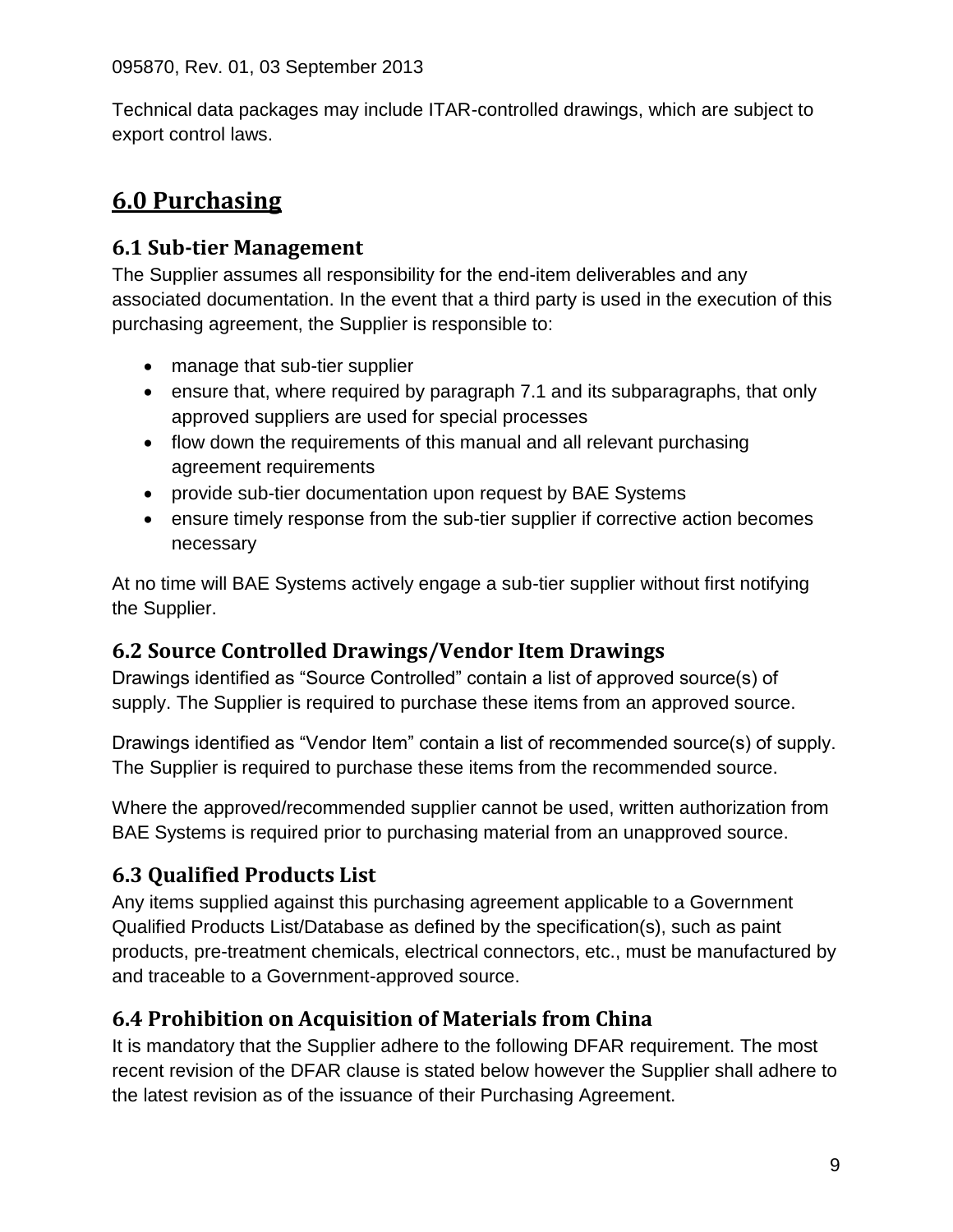Technical data packages may include ITAR-controlled drawings, which are subject to export control laws.

## 6.0 Purchasing

### 6.1 Sub-tier Management

The Supplier assumes all responsibility for the end-item deliverables and any associated documentation. In the event that a third party is used in the execution of this purchasing agreement, the Supplier is responsible to:

- manage that sub-tier supplier
- ensure that, where required by paragraph 7.1 and its subparagraphs, that only approved suppliers are used for special processes
- flow down the requirements of this manual and all relevant purchasing agreement requirements
- provide sub-tier documentation upon request by BAE Systems
- ensure timely response from the sub-tier supplier if corrective action becomes necessary

At no time will BAE Systems actively engage a sub-tier supplier without first notifying the Supplier.

### 6.2 Source Controlled Drawings/Vendor Item Drawings

Drawings identified as "Source Controlled" contain a list of approved source(s) of supply. The Supplier is required to purchase these items from an approved source.

Drawings identified as "Vendor Item" contain a list of recommended source(s) of supply. The Supplier is required to purchase these items from the recommended source.

Where the approved/recommended supplier cannot be used, written authorization from BAE Systems is required prior to purchasing material from an unapproved source.

### 6.3 Qualified Products List

Any items supplied against this purchasing agreement applicable to a Government Qualified Products List/Database as defined by the specification(s), such as paint products, pre-treatment chemicals, electrical connectors, etc., must be manufactured by and traceable to a Government-approved source.

### 6.4 Prohibition on Acquisition of Materials from China

It is mandatory that the Supplier adhere to the following DFAR requirement. The most recent revision of the DFAR clause is stated below however the Supplier shall adhere to the latest revision as of the issuance of their Purchasing Agreement.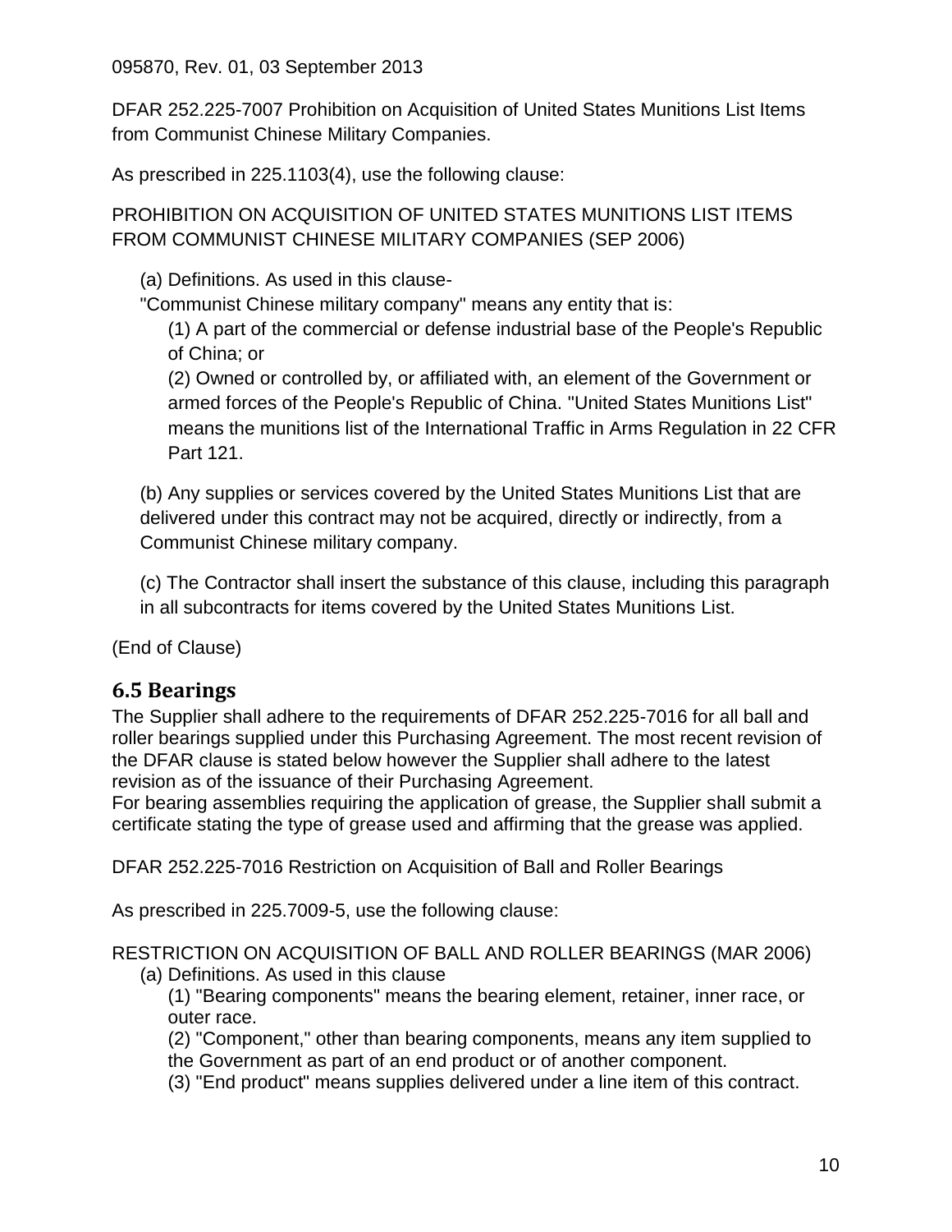DFAR 252.225-7007 Prohibition on Acquisition of United States Munitions List Items from Communist Chinese Military Companies.

As prescribed in 225.1103(4), use the following clause:

PROHIBITION ON ACQUISITION OF UNITED STATES MUNITIONS LIST ITEMS FROM COMMUNIST CHINESE MILITARY COMPANIES (SEP 2006)

(a) Definitions. As used in this clause-

"Communist Chinese military company" means any entity that is:

(1) A part of the commercial or defense industrial base of the People's Republic of China; or

(2) Owned or controlled by, or affiliated with, an element of the Government or armed forces of the People's Republic of China. "United States Munitions List" means the munitions list of the International Traffic in Arms Regulation in 22 CFR Part 121.

(b) Any supplies or services covered by the United States Munitions List that are delivered under this contract may not be acquired, directly or indirectly, from a Communist Chinese military company.

(c) The Contractor shall insert the substance of this clause, including this paragraph in all subcontracts for items covered by the United States Munitions List.

(End of Clause)

## 6.5 Bearings

The Supplier shall adhere to the requirements of DFAR 252.225-7016 for all ball and roller bearings supplied under this Purchasing Agreement. The most recent revision of the DFAR clause is stated below however the Supplier shall adhere to the latest revision as of the issuance of their Purchasing Agreement.

For bearing assemblies requiring the application of grease, the Supplier shall submit a certificate stating the type of grease used and affirming that the grease was applied.

DFAR 252.225-7016 Restriction on Acquisition of Ball and Roller Bearings

As prescribed in 225.7009-5, use the following clause:

RESTRICTION ON ACQUISITION OF BALL AND ROLLER BEARINGS (MAR 2006)

(a) Definitions. As used in this clause

(1) "Bearing components" means the bearing element, retainer, inner race, or outer race.

(2) "Component," other than bearing components, means any item supplied to the Government as part of an end product or of another component.

(3) "End product" means supplies delivered under a line item of this contract.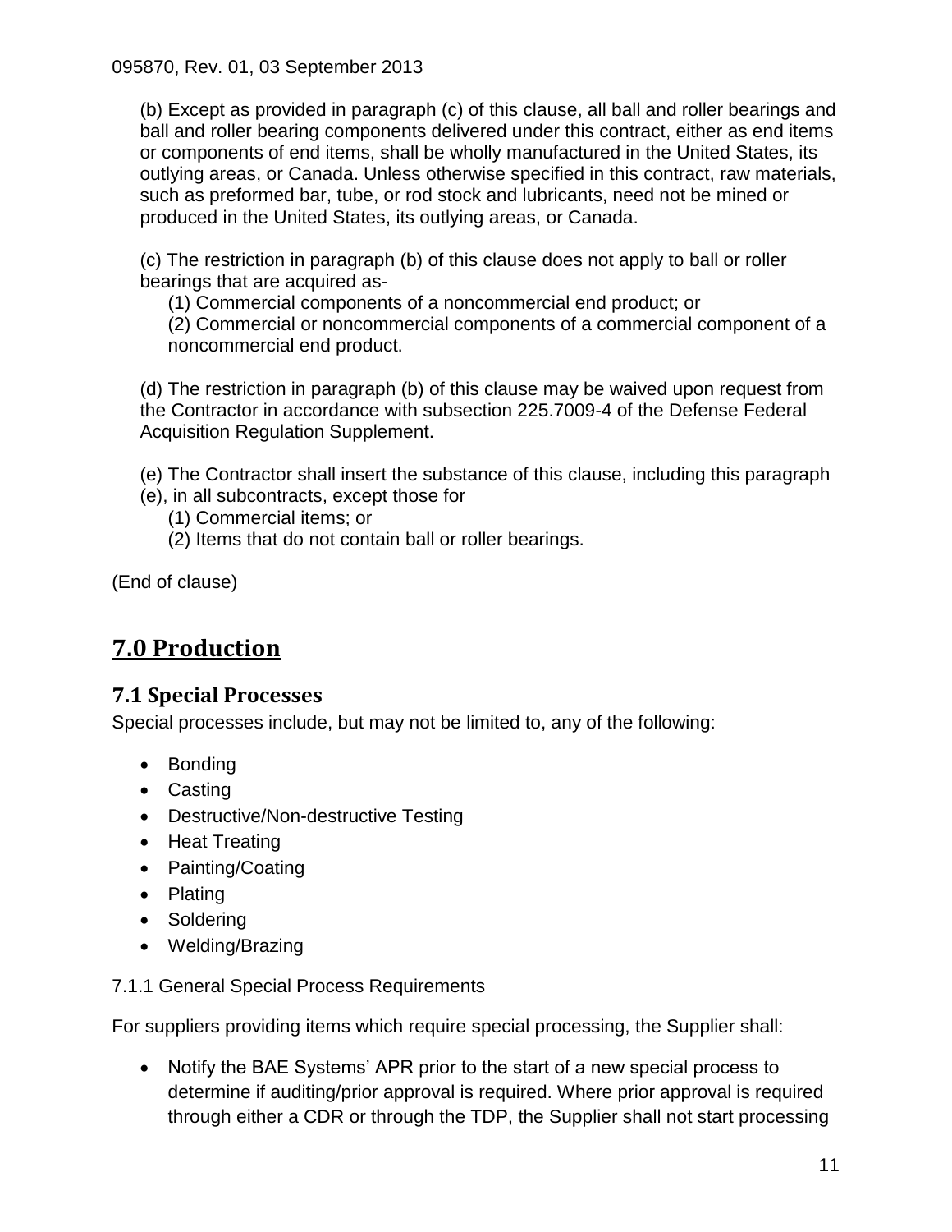(b) Except as provided in paragraph (c) of this clause, all ball and roller bearings and ball and roller bearing components delivered under this contract, either as end items or components of end items, shall be wholly manufactured in the United States, its outlying areas, or Canada. Unless otherwise specified in this contract, raw materials, such as preformed bar, tube, or rod stock and lubricants, need not be mined or produced in the United States, its outlying areas, or Canada.

(c) The restriction in paragraph (b) of this clause does not apply to ball or roller bearings that are acquired as-

(1) Commercial components of a noncommercial end product; or

(2) Commercial or noncommercial components of a commercial component of a noncommercial end product.

(d) The restriction in paragraph (b) of this clause may be waived upon request from the Contractor in accordance with subsection 225.7009-4 of the Defense Federal Acquisition Regulation Supplement.

(e) The Contractor shall insert the substance of this clause, including this paragraph (e), in all subcontracts, except those for

(1) Commercial items; or

(2) Items that do not contain ball or roller bearings.

(End of clause)

# 7.0 Production

## 7.1 Special Processes

Special processes include, but may not be limited to, any of the following:

- Bonding
- Casting
- Destructive/Non-destructive Testing
- Heat Treating
- Painting/Coating
- Plating
- Soldering
- Welding/Brazing

7.1.1 General Special Process Requirements

For suppliers providing items which require special processing, the Supplier shall:

- Notify the BAE Systems' APR prior to the start of a new special process to determine if auditing/prior approval is required. Where prior approval is required through either a CDR or through the TDP, the Supplier shall not start processing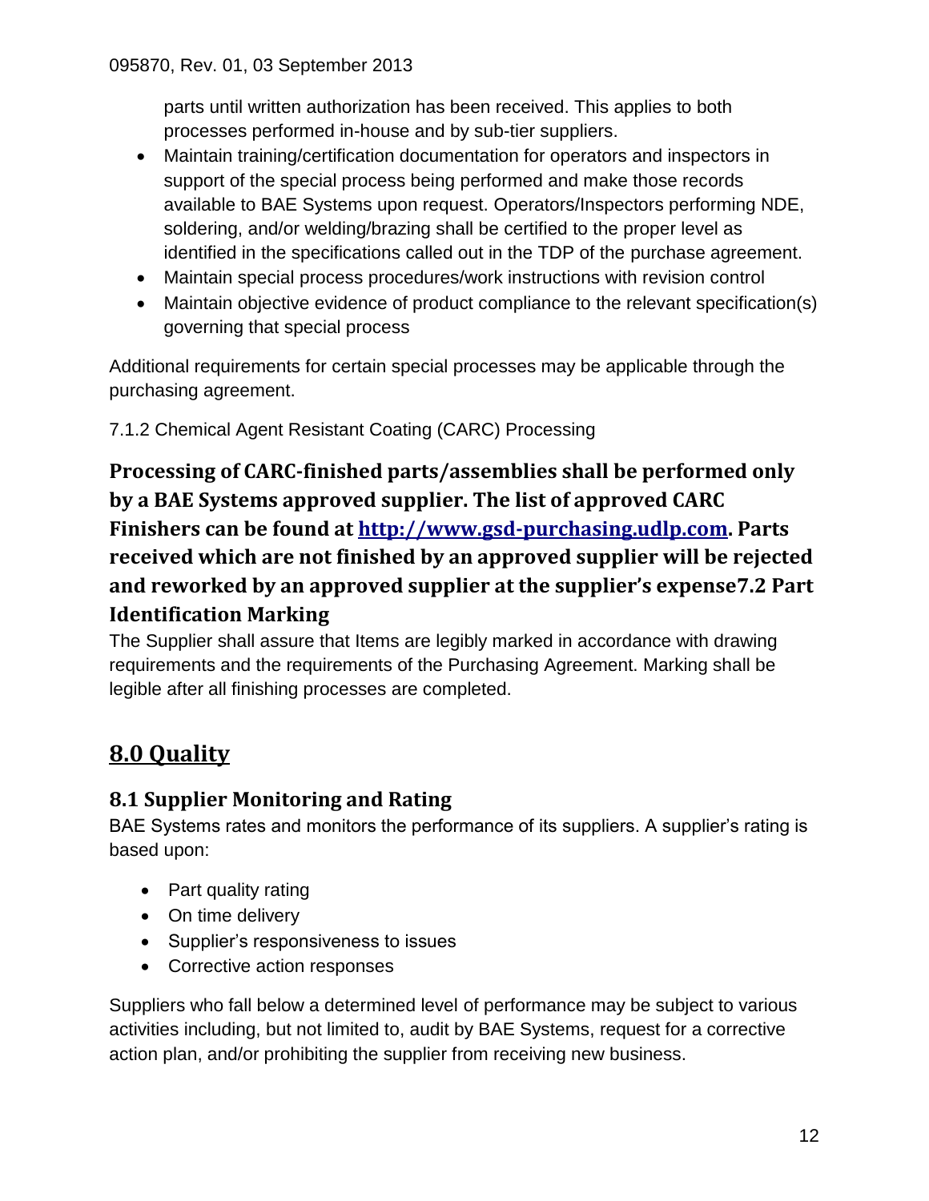parts until written authorization has been received. This applies to both processes performed in-house and by sub-tier suppliers.

- Maintain training/certification documentation for operators and inspectors in support of the special process being performed and make those records available to BAE Systems upon request. Operators/Inspectors performing NDE, soldering, and/or welding/brazing shall be certified to the proper level as identified in the specifications called out in the TDP of the purchase agreement.
- Maintain special process procedures/work instructions with revision control
- Maintain objective evidence of product compliance to the relevant specification(s) governing that special process

Additional requirements for certain special processes may be applicable through the purchasing agreement.

7.1.2 Chemical Agent Resistant Coating (CARC) Processing

**Processing of CARC-finished parts/assemblies shall be performed only by a BAE Systems approved supplier. The list of approved CARC Finishers can be found at [http://www.gsd-purchasing.udlp.com](http://www.gsd-purchasing.udlp.com). Parts received which are not finished by an approved supplier will be rejected and reworked by an approved supplier at the supplier's expense7.2 Part Identification Marking**

The Supplier shall assure that Items are legibly marked in accordance with drawing requirements and the requirements of the Purchasing Agreement. Marking shall be legible after all finishing processes are completed.

## 8.0 Quality

### 8.1 Supplier Monitoring and Rating

BAE Systems rates and monitors the performance of its suppliers. A supplier's rating is based upon:

- Part quality rating
- On time delivery
- Supplier's responsiveness to issues
- Corrective action responses

Suppliers who fall below a determined level of performance may be subject to various activities including, but not limited to, audit by BAE Systems, request for a corrective action plan, and/or prohibiting the supplier from receiving new business.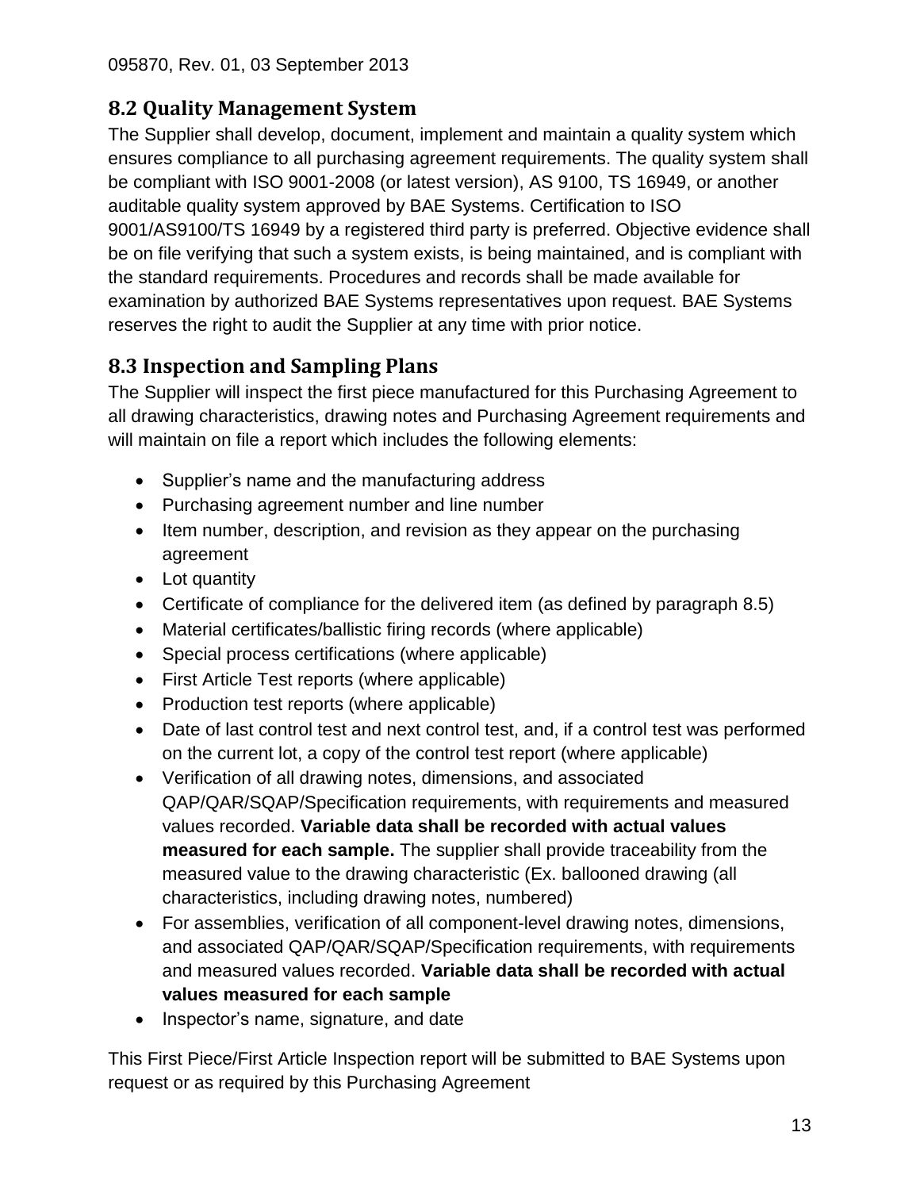## 8.2 Quality Management System

The Supplier shall develop, document, implement and maintain a quality system which ensures compliance to all purchasing agreement requirements. The quality system shall be compliant with ISO 9001-2008 (or latest version), AS 9100, TS 16949, or another auditable quality system approved by BAE Systems. Certification to ISO 9001/AS9100/TS 16949 by a registered third party is preferred. Objective evidence shall be on file verifying that such a system exists, is being maintained, and is compliant with the standard requirements. Procedures and records shall be made available for examination by authorized BAE Systems representatives upon request. BAE Systems reserves the right to audit the Supplier at any time with prior notice.

## 8.3 Inspection and Sampling Plans

The Supplier will inspect the first piece manufactured for this Purchasing Agreement to all drawing characteristics, drawing notes and Purchasing Agreement requirements and will maintain on file a report which includes the following elements:

- Supplier's name and the manufacturing address
- Purchasing agreement number and line number
- Item number, description, and revision as they appear on the purchasing agreement
- Lot quantity
- Certificate of compliance for the delivered item (as defined by paragraph 8.5)
- Material certificates/ballistic firing records (where applicable)
- Special process certifications (where applicable)
- First Article Test reports (where applicable)
- Production test reports (where applicable)
- Date of last control test and next control test, and, if a control test was performed on the current lot, a copy of the control test report (where applicable)
- Verification of all drawing notes, dimensions, and associated QAP/QAR/SQAP/Specification requirements, with requirements and measured values recorded. **Variable data shall be recorded with actual values measured for each sample.** The supplier shall provide traceability from the measured value to the drawing characteristic (Ex. ballooned drawing (all characteristics, including drawing notes, numbered)
- For assemblies, verification of all component-level drawing notes, dimensions, and associated QAP/QAR/SQAP/Specification requirements, with requirements and measured values recorded. **Variable data shall be recorded with actual values measured for each sample**
- Inspector's name, signature, and date

This First Piece/First Article Inspection report will be submitted to BAE Systems upon request or as required by this Purchasing Agreement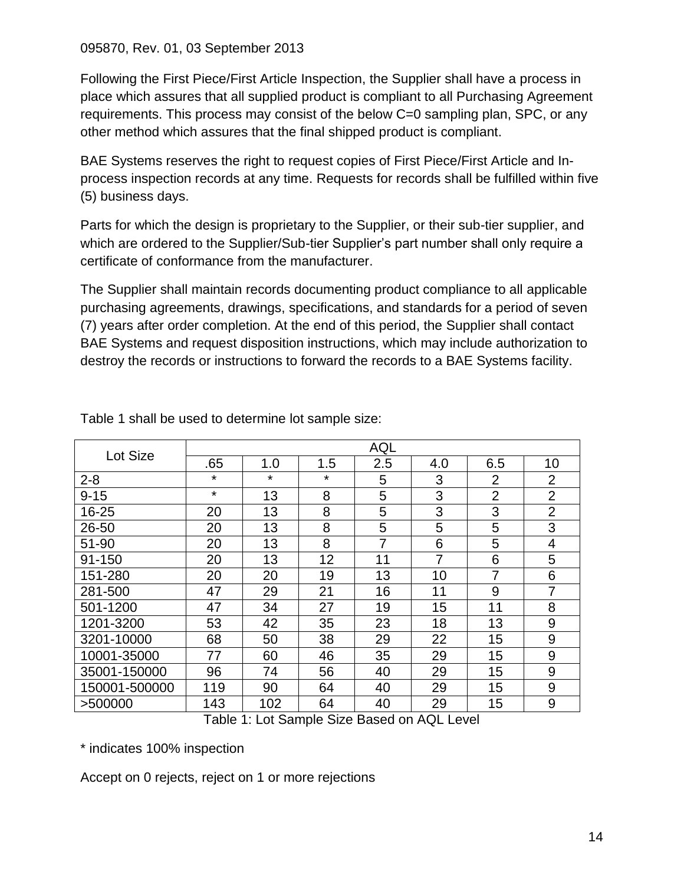095870, Rev. 01, 03 September 2013

Following the First Piece/First Article Inspection, the Supplier shall have a process in place which assures that all supplied product is compliant to all Purchasing Agreement requirements. This process may consist of the below C=0 sampling plan, SPC, or any other method which assures that the final shipped product is compliant.

BAE Systems reserves the right to request copies of First Piece/First Article and In-process inspection records at any time. Requests for records shall be fulfilled within five (5) business days.

Parts for which the design is proprietary to the Supplier, or their sub-tier supplier, and which are ordered to the Supplier/Sub-tier Supplier's part number shall only require a certificate of conformance from the manufacturer.

The Supplier shall maintain records documenting product compliance to all applicable purchasing agreements, drawings, specifications, and standards for a period of seven (7) years after order completion. At the end of this period, the Supplier shall contact BAE Systems and request disposition instructions, which may include authorization to destroy the records or instructions to forward the records to a BAE Systems facility.

Table 1 shall be used to determine lot sample size:

| Lot Size | AQL | | | | | | |
|---|---|---|---|---|---|---|---|
| | .65 | 1.0 | 1.5 | 2.5 | 4.0 | 6.5 | 10 |
| 2-8 | * | * | * | 5 | 3 | 2 | 2 |
| 9-15 | * | 13 | 8 | 5 | 3 | 2 | 2 |
| 16-25 | 20 | 13 | 8 | 5 | 3 | 3 | 2 |
| 26-50 | 20 | 13 | 8 | 5 | 5 | 5 | 3 |
| 51-90 | 20 | 13 | 8 | 7 | 6 | 5 | 4 |
| 91-150 | 20 | 13 | 12 | 11 | 7 | 6 | 5 |
| 151-280 | 20 | 20 | 19 | 13 | 10 | 7 | 6 |
| 281-500 | 47 | 29 | 21 | 16 | 11 | 9 | 7 |
| 501-1200 | 47 | 34 | 27 | 19 | 15 | 11 | 8 |
| 1201-3200 | 53 | 42 | 35 | 23 | 18 | 13 | 9 |
| 3201-10000 | 68 | 50 | 38 | 29 | 22 | 15 | 9 |
| 10001-35000 | 77 | 60 | 46 | 35 | 29 | 15 | 9 |
| 35001-150000 | 96 | 74 | 56 | 40 | 29 | 15 | 9 |
| 150001-500000 | 119 | 90 | 64 | 40 | 29 | 15 | 9 |
| >500000 | 143 | 102 | 64 | 40 | 29 | 15 | 9 |

Table 1: Lot Sample Size Based on AQL Level

* indicates 100% inspection

Accept on 0 rejects, reject on 1 or more rejections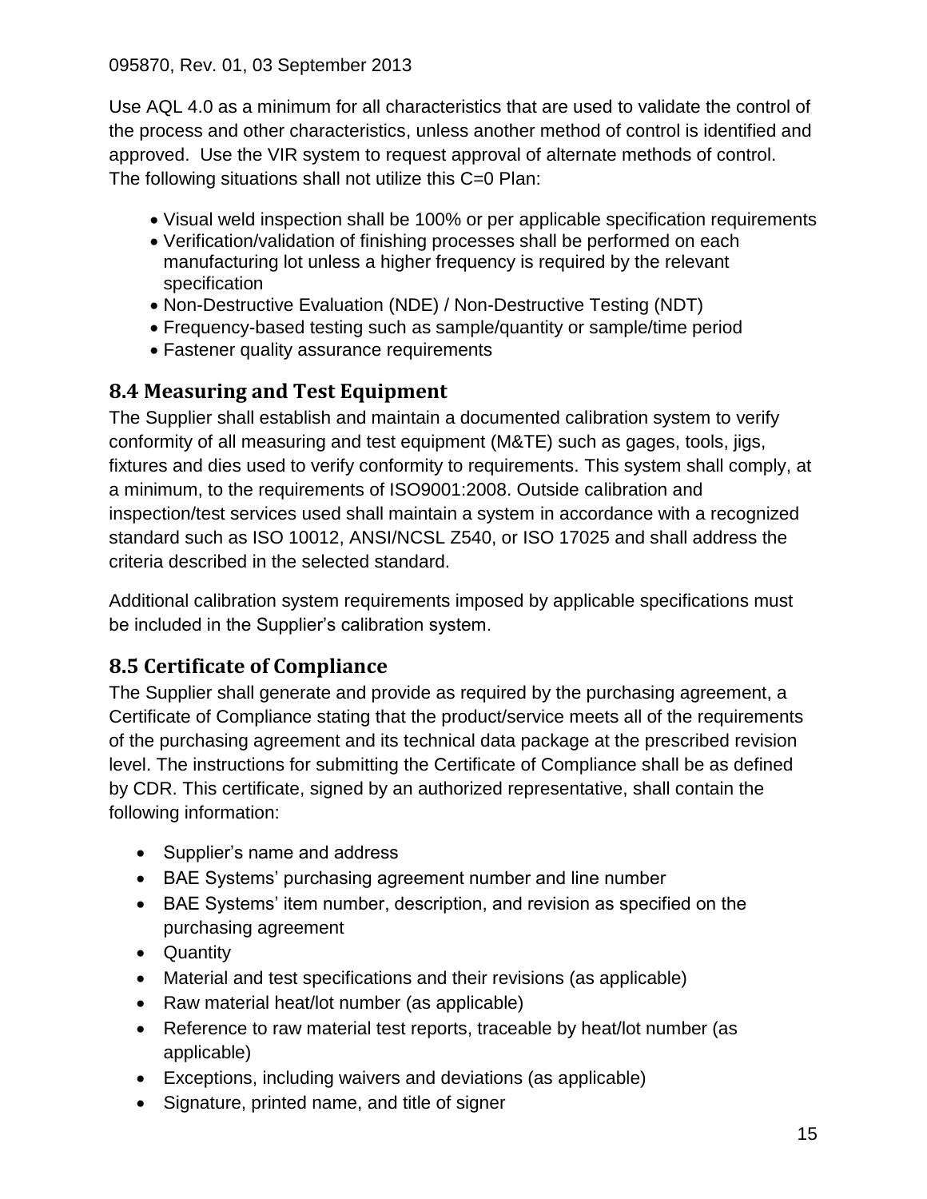Use AQL 4.0 as a minimum for all characteristics that are used to validate the control of the process and other characteristics, unless another method of control is identified and approved. Use the VIR system to request approval of alternate methods of control. The following situations shall not utilize this C=0 Plan:

- Visual weld inspection shall be 100% or per applicable specification requirements
- Verification/validation of finishing processes shall be performed on each manufacturing lot unless a higher frequency is required by the relevant specification
- Non-Destructive Evaluation (NDE) / Non-Destructive Testing (NDT)
- Frequency-based testing such as sample/quantity or sample/time period
- Fastener quality assurance requirements

## 8.4 Measuring and Test Equipment

The Supplier shall establish and maintain a documented calibration system to verify conformity of all measuring and test equipment (M&TE) such as gages, tools, jigs, fixtures and dies used to verify conformity to requirements. This system shall comply, at a minimum, to the requirements of ISO9001:2008. Outside calibration and inspection/test services used shall maintain a system in accordance with a recognized standard such as ISO 10012, ANSI/NCSL Z540, or ISO 17025 and shall address the criteria described in the selected standard.

Additional calibration system requirements imposed by applicable specifications must be included in the Supplier's calibration system.

## 8.5 Certificate of Compliance

The Supplier shall generate and provide as required by the purchasing agreement, a Certificate of Compliance stating that the product/service meets all of the requirements of the purchasing agreement and its technical data package at the prescribed revision level. The instructions for submitting the Certificate of Compliance shall be as defined by CDR. This certificate, signed by an authorized representative, shall contain the following information:

- Supplier's name and address
- BAE Systems' purchasing agreement number and line number
- BAE Systems' item number, description, and revision as specified on the purchasing agreement
- Quantity
- Material and test specifications and their revisions (as applicable)
- Raw material heat/lot number (as applicable)
- Reference to raw material test reports, traceable by heat/lot number (as applicable)
- Exceptions, including waivers and deviations (as applicable)
- Signature, printed name, and title of signer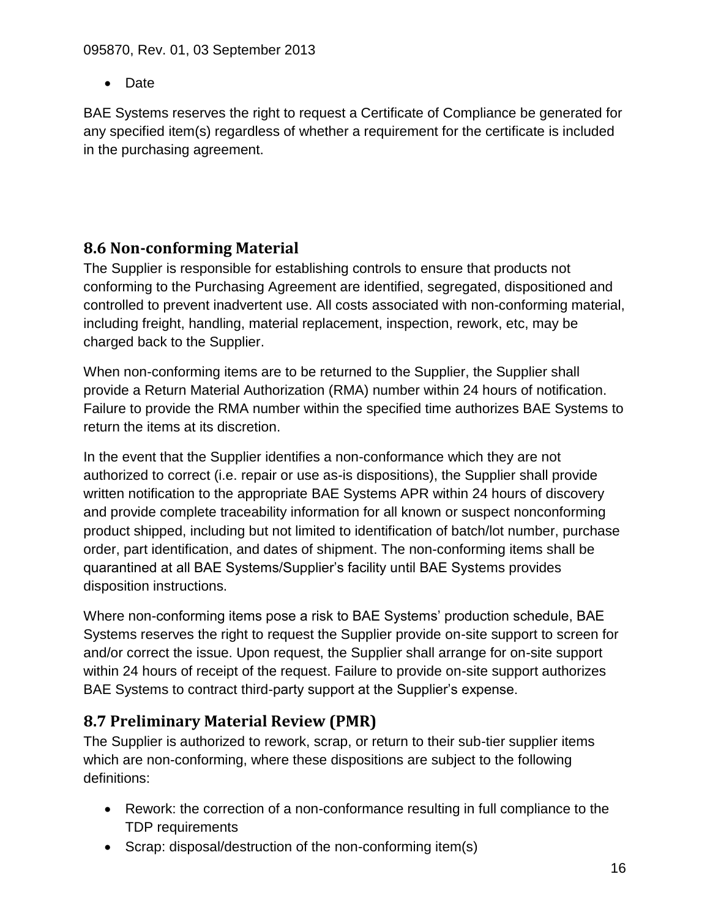- Date

BAE Systems reserves the right to request a Certificate of Compliance be generated for any specified item(s) regardless of whether a requirement for the certificate is included in the purchasing agreement.

## 8.6 Non-conforming Material

The Supplier is responsible for establishing controls to ensure that products not conforming to the Purchasing Agreement are identified, segregated, dispositioned and controlled to prevent inadvertent use. All costs associated with non-conforming material, including freight, handling, material replacement, inspection, rework, etc, may be charged back to the Supplier.

When non-conforming items are to be returned to the Supplier, the Supplier shall provide a Return Material Authorization (RMA) number within 24 hours of notification. Failure to provide the RMA number within the specified time authorizes BAE Systems to return the items at its discretion.

In the event that the Supplier identifies a non-conformance which they are not authorized to correct (i.e. repair or use as-is dispositions), the Supplier shall provide written notification to the appropriate BAE Systems APR within 24 hours of discovery and provide complete traceability information for all known or suspect nonconforming product shipped, including but not limited to identification of batch/lot number, purchase order, part identification, and dates of shipment. The non-conforming items shall be quarantined at all BAE Systems/Supplier's facility until BAE Systems provides disposition instructions.

Where non-conforming items pose a risk to BAE Systems' production schedule, BAE Systems reserves the right to request the Supplier provide on-site support to screen for and/or correct the issue. Upon request, the Supplier shall arrange for on-site support within 24 hours of receipt of the request. Failure to provide on-site support authorizes BAE Systems to contract third-party support at the Supplier's expense.

## 8.7 Preliminary Material Review (PMR)

The Supplier is authorized to rework, scrap, or return to their sub-tier supplier items which are non-conforming, where these dispositions are subject to the following definitions:

- Rework: the correction of a non-conformance resulting in full compliance to the TDP requirements
- Scrap: disposal/destruction of the non-conforming item(s)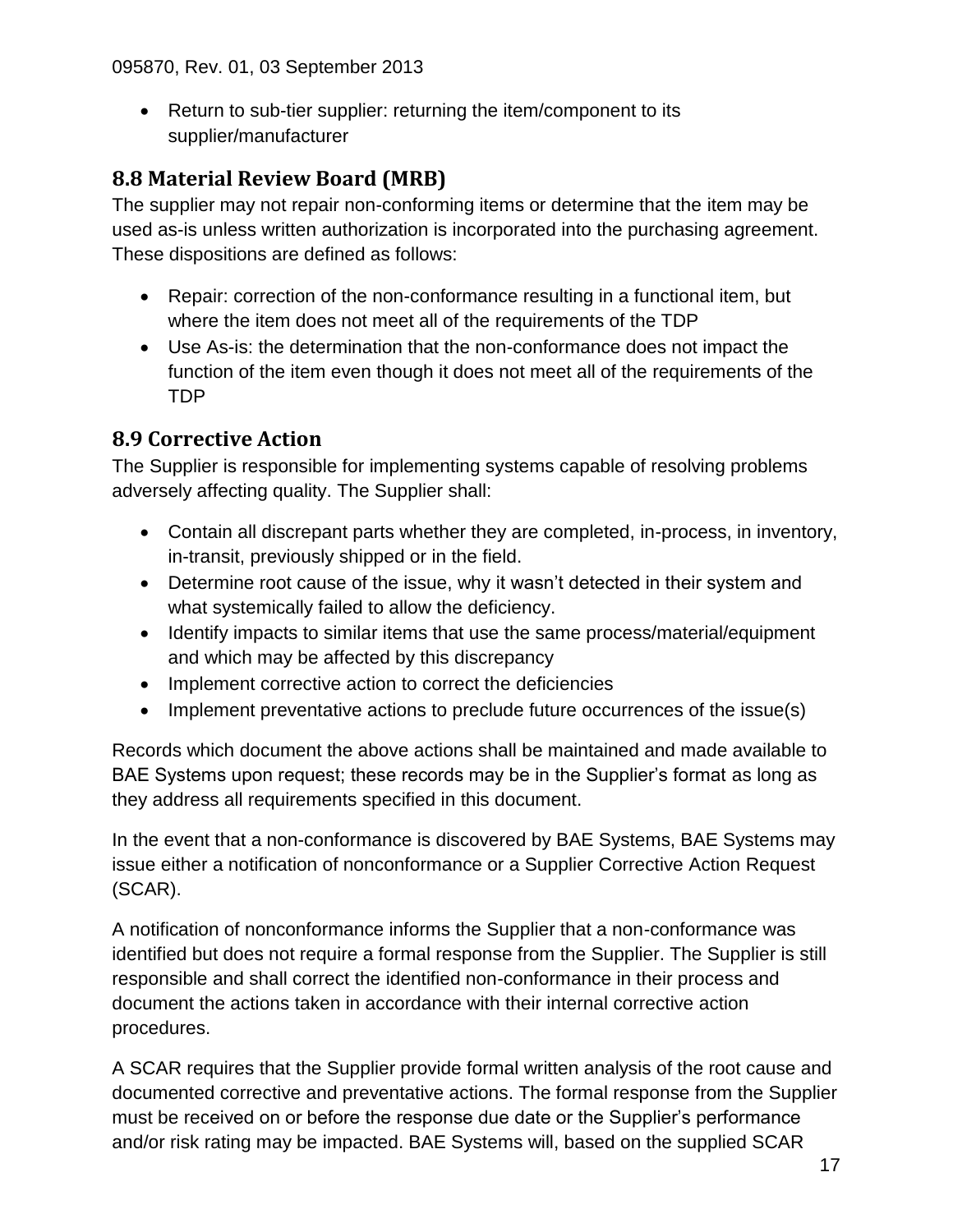- Return to sub-tier supplier: returning the item/component to its supplier/manufacturer

## 8.8 Material Review Board (MRB)

The supplier may not repair non-conforming items or determine that the item may be used as-is unless written authorization is incorporated into the purchasing agreement. These dispositions are defined as follows:

- Repair: correction of the non-conformance resulting in a functional item, but where the item does not meet all of the requirements of the TDP
- Use As-is: the determination that the non-conformance does not impact the function of the item even though it does not meet all of the requirements of the TDP

## 8.9 Corrective Action

The Supplier is responsible for implementing systems capable of resolving problems adversely affecting quality. The Supplier shall:

- Contain all discrepant parts whether they are completed, in-process, in inventory, in-transit, previously shipped or in the field.
- Determine root cause of the issue, why it wasn't detected in their system and what systemically failed to allow the deficiency.
- Identify impacts to similar items that use the same process/material/equipment and which may be affected by this discrepancy
- Implement corrective action to correct the deficiencies
- Implement preventative actions to preclude future occurrences of the issue(s)

Records which document the above actions shall be maintained and made available to BAE Systems upon request; these records may be in the Supplier's format as long as they address all requirements specified in this document.

In the event that a non-conformance is discovered by BAE Systems, BAE Systems may issue either a notification of nonconformance or a Supplier Corrective Action Request (SCAR).

A notification of nonconformance informs the Supplier that a non-conformance was identified but does not require a formal response from the Supplier. The Supplier is still responsible and shall correct the identified non-conformance in their process and document the actions taken in accordance with their internal corrective action procedures.

A SCAR requires that the Supplier provide formal written analysis of the root cause and documented corrective and preventative actions. The formal response from the Supplier must be received on or before the response due date or the Supplier's performance and/or risk rating may be impacted. BAE Systems will, based on the supplied SCAR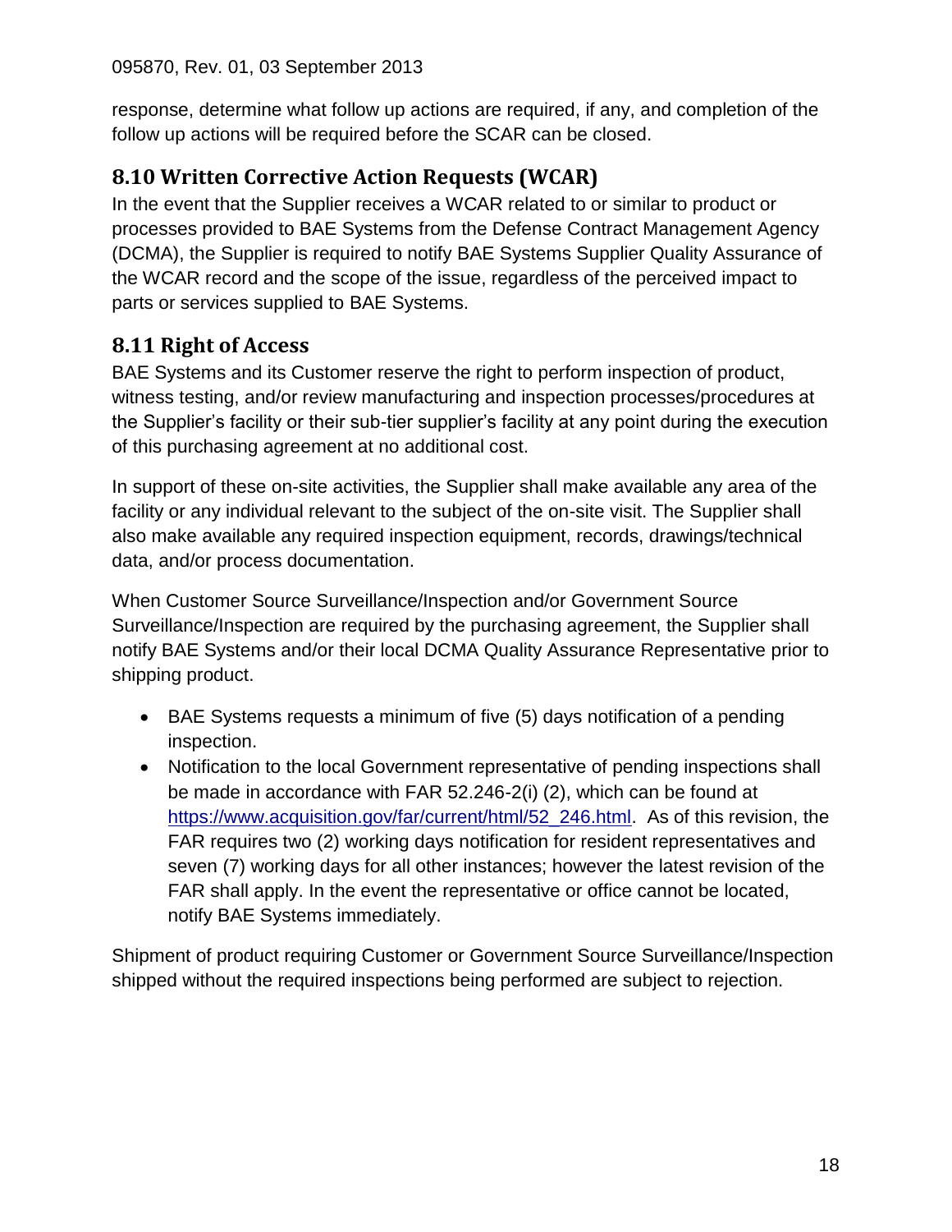response, determine what follow up actions are required, if any, and completion of the follow up actions will be required before the SCAR can be closed.

## 8.10 Written Corrective Action Requests (WCAR)

In the event that the Supplier receives a WCAR related to or similar to product or processes provided to BAE Systems from the Defense Contract Management Agency (DCMA), the Supplier is required to notify BAE Systems Supplier Quality Assurance of the WCAR record and the scope of the issue, regardless of the perceived impact to parts or services supplied to BAE Systems.

## 8.11 Right of Access

BAE Systems and its Customer reserve the right to perform inspection of product, witness testing, and/or review manufacturing and inspection processes/procedures at the Supplier's facility or their sub-tier supplier's facility at any point during the execution of this purchasing agreement at no additional cost.

In support of these on-site activities, the Supplier shall make available any area of the facility or any individual relevant to the subject of the on-site visit. The Supplier shall also make available any required inspection equipment, records, drawings/technical data, and/or process documentation.

When Customer Source Surveillance/Inspection and/or Government Source Surveillance/Inspection are required by the purchasing agreement, the Supplier shall notify BAE Systems and/or their local DCMA Quality Assurance Representative prior to shipping product.

- BAE Systems requests a minimum of five (5) days notification of a pending inspection.
- Notification to the local Government representative of pending inspections shall be made in accordance with FAR 52.246-2(i) (2), which can be found at https://www.acquisition.gov/far/current/html/52_246.html. As of this revision, the FAR requires two (2) working days notification for resident representatives and seven (7) working days for all other instances; however the latest revision of the FAR shall apply. In the event the representative or office cannot be located, notify BAE Systems immediately.

Shipment of product requiring Customer or Government Source Surveillance/Inspection shipped without the required inspections being performed are subject to rejection.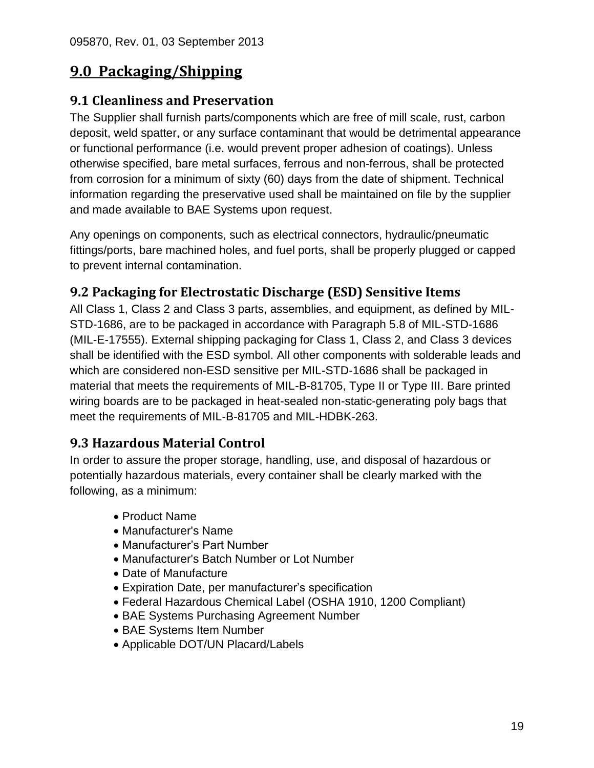# 9.0 Packaging/Shipping

## 9.1 Cleanliness and Preservation

The Supplier shall furnish parts/components which are free of mill scale, rust, carbon deposit, weld spatter, or any surface contaminant that would be detrimental appearance or functional performance (i.e. would prevent proper adhesion of coatings). Unless otherwise specified, bare metal surfaces, ferrous and non-ferrous, shall be protected from corrosion for a minimum of sixty (60) days from the date of shipment. Technical information regarding the preservative used shall be maintained on file by the supplier and made available to BAE Systems upon request.

Any openings on components, such as electrical connectors, hydraulic/pneumatic fittings/ports, bare machined holes, and fuel ports, shall be properly plugged or capped to prevent internal contamination.

## 9.2 Packaging for Electrostatic Discharge (ESD) Sensitive Items

All Class 1, Class 2 and Class 3 parts, assemblies, and equipment, as defined by MIL-STD-1686, are to be packaged in accordance with Paragraph 5.8 of MIL-STD-1686 (MIL-E-17555). External shipping packaging for Class 1, Class 2, and Class 3 devices shall be identified with the ESD symbol. All other components with solderable leads and which are considered non-ESD sensitive per MIL-STD-1686 shall be packaged in material that meets the requirements of MIL-B-81705, Type II or Type III. Bare printed wiring boards are to be packaged in heat-sealed non-static-generating poly bags that meet the requirements of MIL-B-81705 and MIL-HDBK-263.

## 9.3 Hazardous Material Control

In order to assure the proper storage, handling, use, and disposal of hazardous or potentially hazardous materials, every container shall be clearly marked with the following, as a minimum:

- Product Name
- Manufacturer's Name
- Manufacturer's Part Number
- Manufacturer's Batch Number or Lot Number
- Date of Manufacture
- Expiration Date, per manufacturer's specification
- Federal Hazardous Chemical Label (OSHA 1910, 1200 Compliant)
- BAE Systems Purchasing Agreement Number
- BAE Systems Item Number
- Applicable DOT/UN Placard/Labels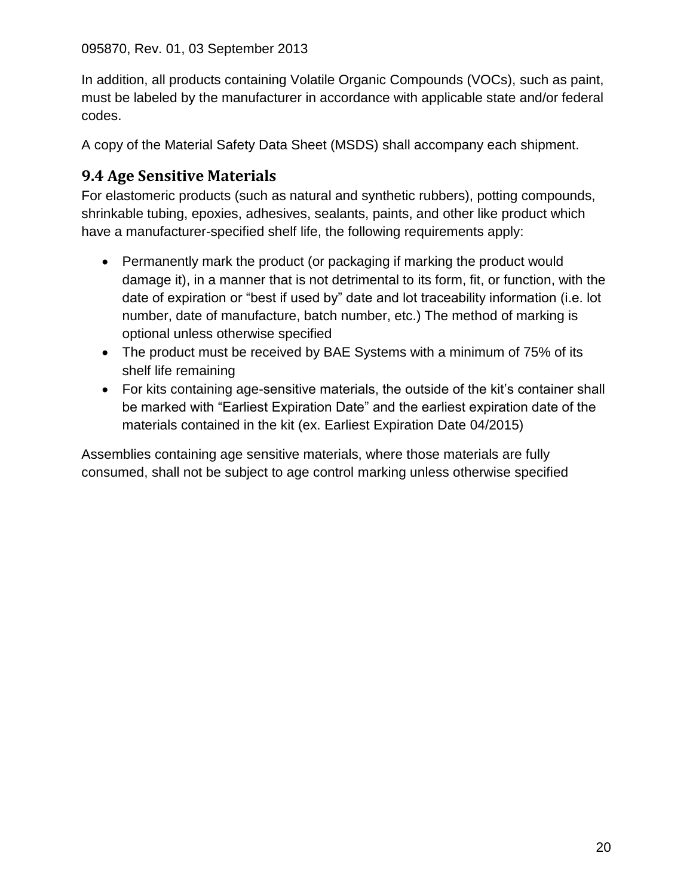In addition, all products containing Volatile Organic Compounds (VOCs), such as paint, must be labeled by the manufacturer in accordance with applicable state and/or federal codes.

A copy of the Material Safety Data Sheet (MSDS) shall accompany each shipment.

## 9.4 Age Sensitive Materials

For elastomeric products (such as natural and synthetic rubbers), potting compounds, shrinkable tubing, epoxies, adhesives, sealants, paints, and other like product which have a manufacturer-specified shelf life, the following requirements apply:

- Permanently mark the product (or packaging if marking the product would damage it), in a manner that is not detrimental to its form, fit, or function, with the date of expiration or "best if used by" date and lot traceability information (i.e. lot number, date of manufacture, batch number, etc.) The method of marking is optional unless otherwise specified
- The product must be received by BAE Systems with a minimum of 75% of its shelf life remaining
- For kits containing age-sensitive materials, the outside of the kit's container shall be marked with "Earliest Expiration Date" and the earliest expiration date of the materials contained in the kit (ex. Earliest Expiration Date 04/2015)

Assemblies containing age sensitive materials, where those materials are fully consumed, shall not be subject to age control marking unless otherwise specified